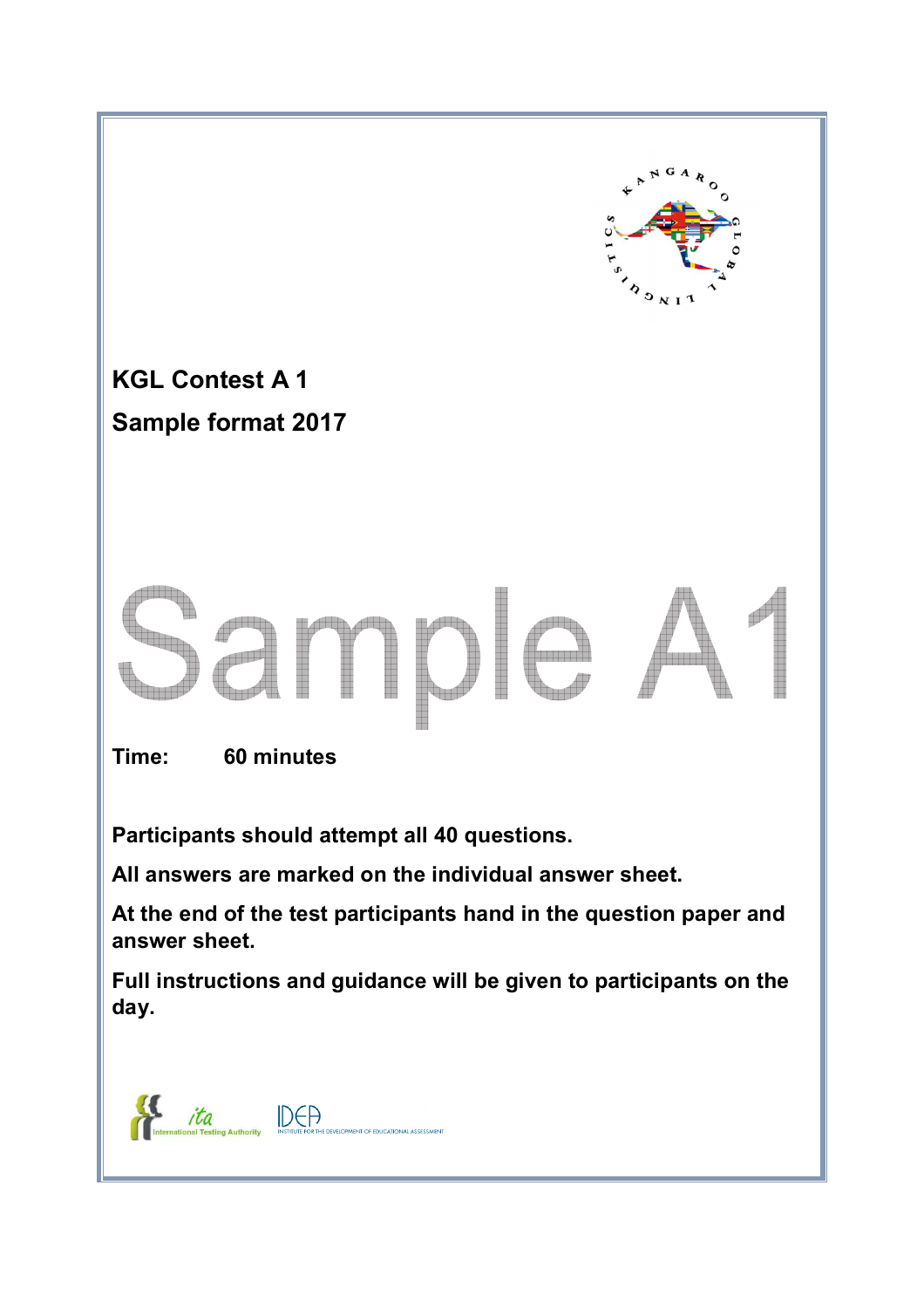# KGL Contest A 1

## Sample format 2017

Sample A1

**Time: 60 minutes**

**Participants should attempt all 40 questions.**

**All answers are marked on the individual answer sheet.**

**At the end of the test participants hand in the question paper and answer sheet.**

**Full instructions and guidance will be given to participants on the day.**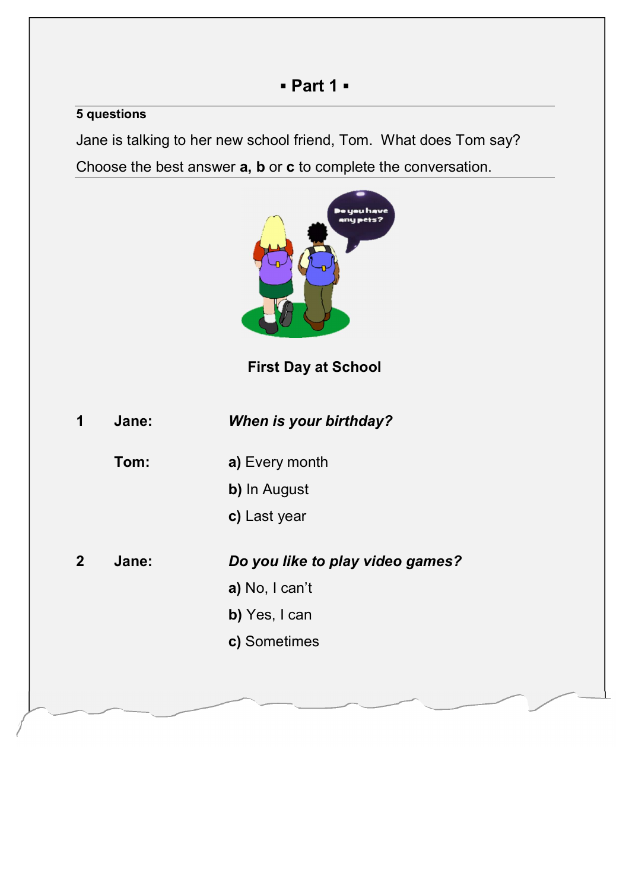## ▪ Part 1 ▪

**5 questions**

Jane is talking to her new school friend, Tom. What does Tom say?

Choose the best answer **a, b** or **c** to complete the conversation.

**First Day at School**

**1** **Jane:** ***When is your birthday?***

**Tom:**

**a)** Every month

**b)** In August

**c)** Last year

**2** **Jane:** ***Do you like to play video games?***

**a)** No, I can't

**b)** Yes, I can

**c)** Sometimes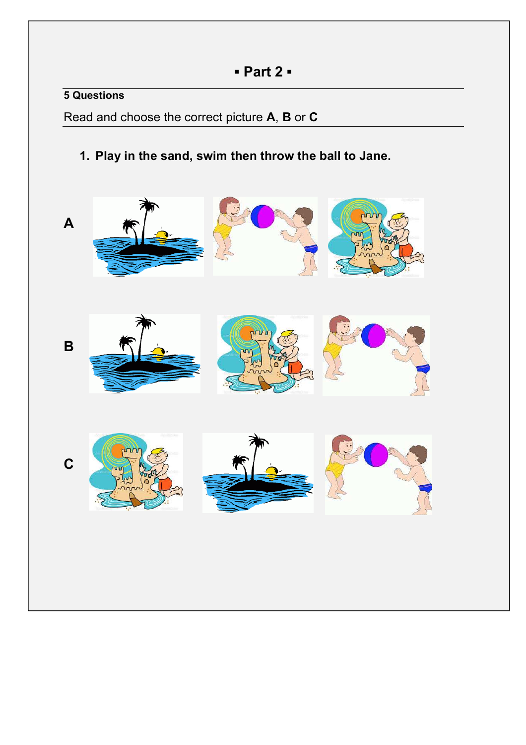## ▪ Part 2 ▪

**5 Questions**

Read and choose the correct picture **A**, **B** or **C**

1. **Play in the sand, swim then throw the ball to Jane.**

**A**

**B**

**C**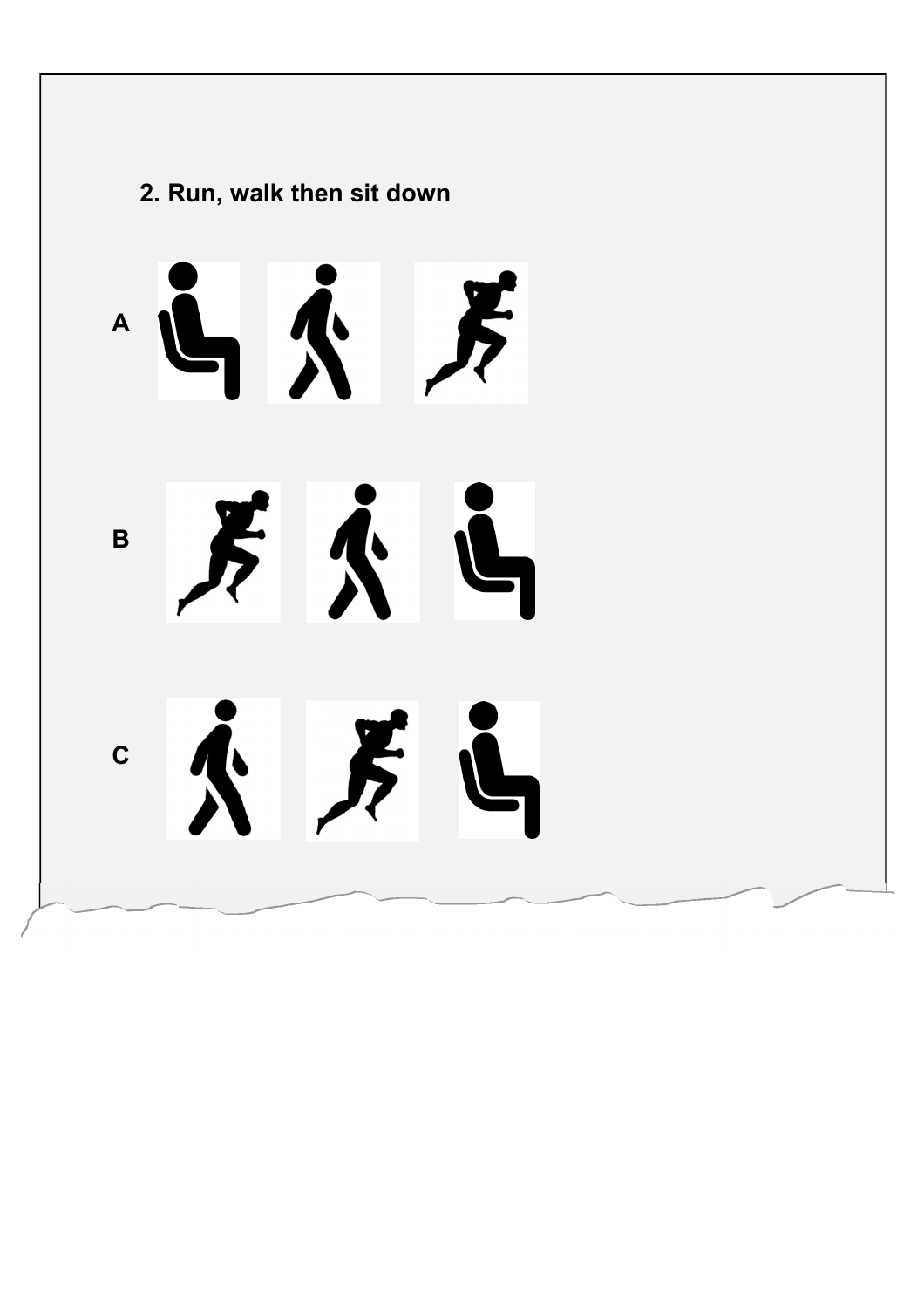**2. Run, walk then sit down**

A

B

C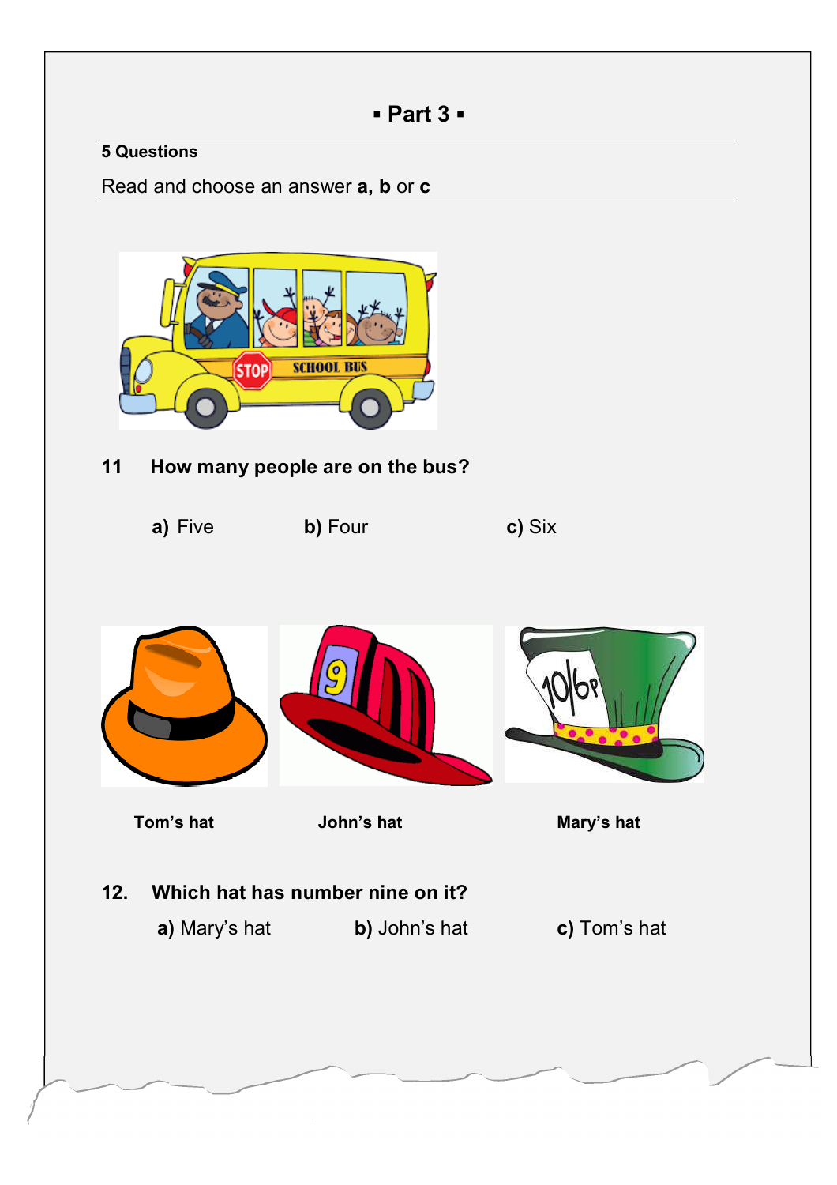## ▪ Part 3 ▪

**5 Questions**

Read and choose an answer **a, b** or **c**

**11 How many people are on the bus?**

**a)** Five **b)** Four **c)** Six

**Tom's hat** **John's hat** **Mary's hat**

**12. Which hat has number nine on it?**

**a)** Mary's hat **b)** John's hat **c)** Tom's hat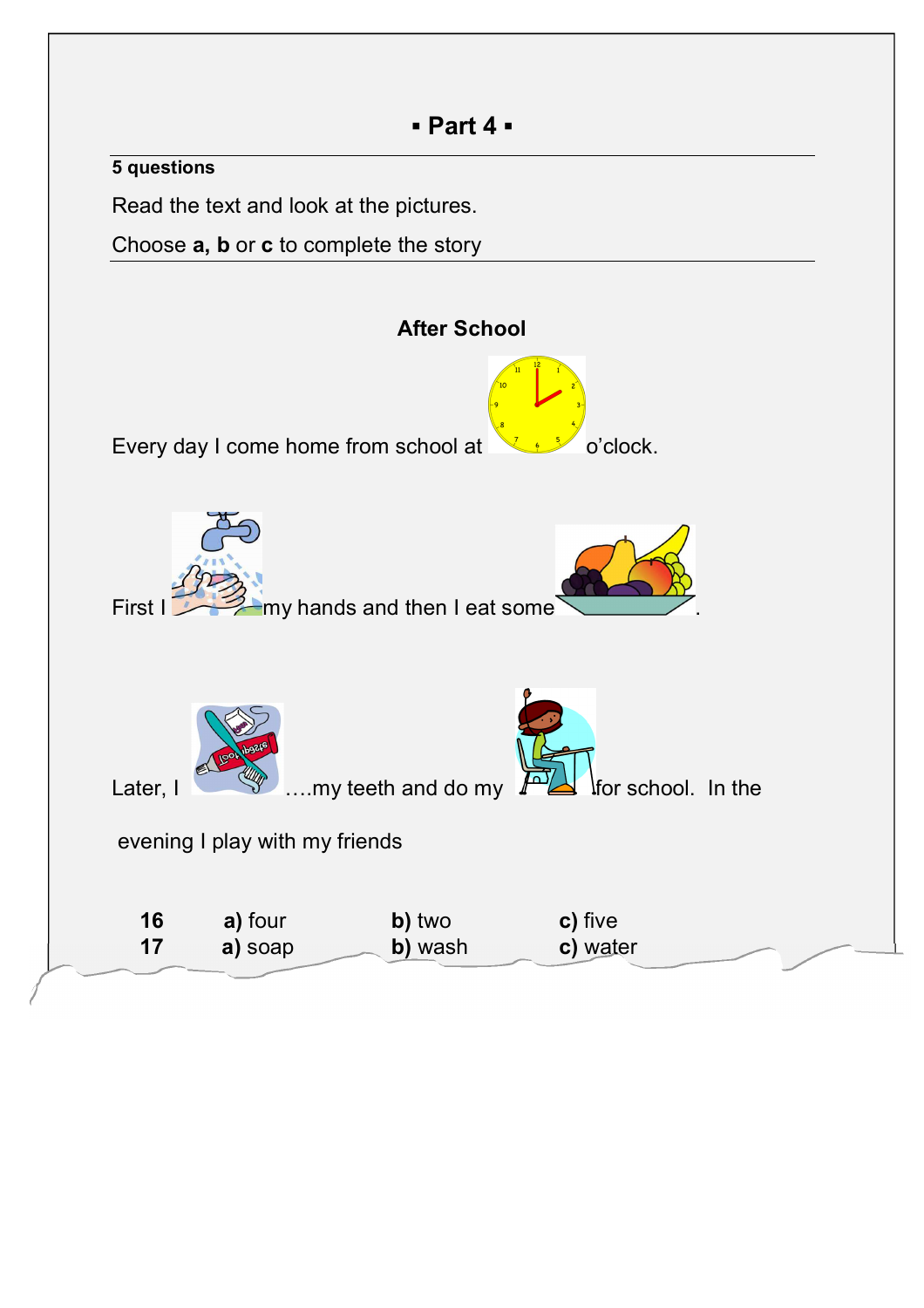## ▪ Part 4 ▪

**5 questions**

Read the text and look at the pictures.

Choose **a, b** or **c** to complete the story

### After School

Every day I come home from school at o'clock.

First I my hands and then I eat some .

Later, I ….my teeth and do my for school. In the evening I play with my friends

| | | | |
|---|---|---|---|
| **16** | **a)** four | **b)** two | **c)** five |
| **17** | **a)** soap | **b)** wash | **c)** water |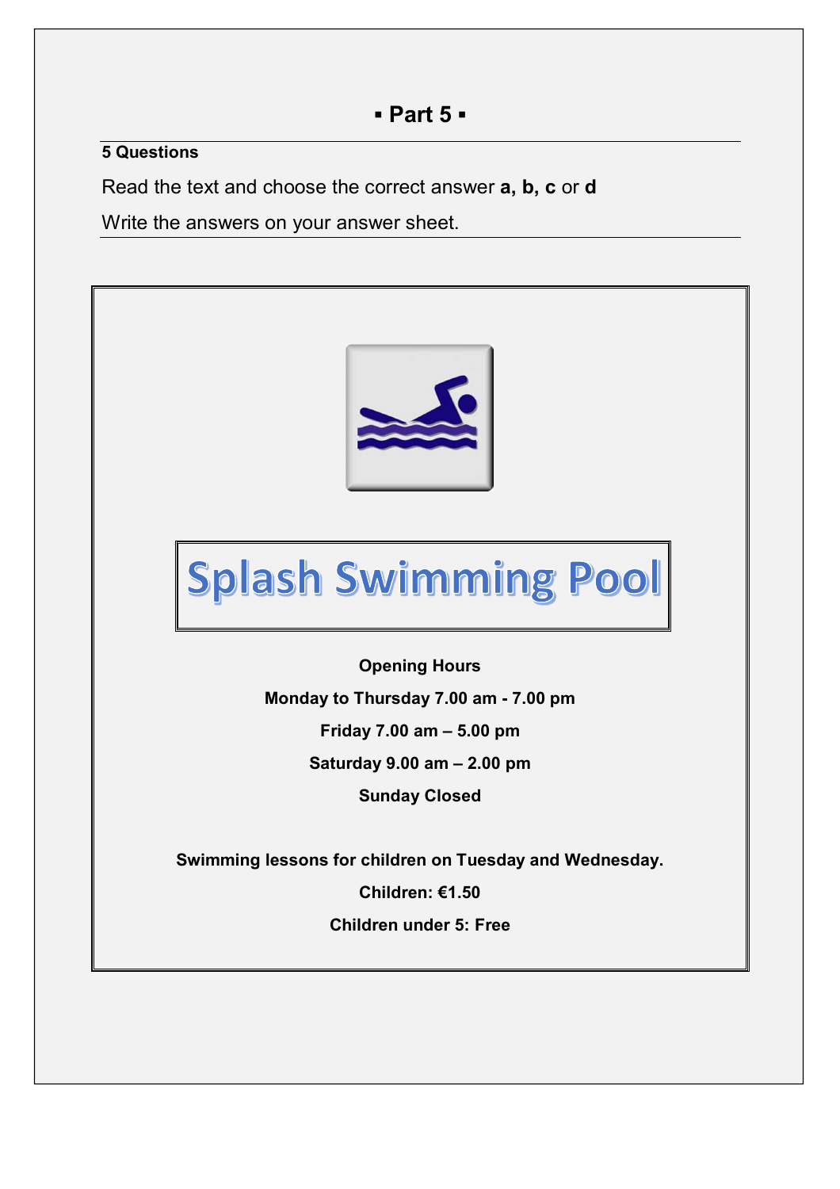## ▪ Part 5 ▪

**5 Questions**

Read the text and choose the correct answer **a, b, c** or **d**

Write the answers on your answer sheet.

# Splash Swimming Pool

**Opening Hours**

**Monday to Thursday 7.00 am - 7.00 pm**

**Friday 7.00 am – 5.00 pm**

**Saturday 9.00 am – 2.00 pm**

**Sunday Closed**

**Swimming lessons for children on Tuesday and Wednesday.**

**Children: €1.50**

**Children under 5: Free**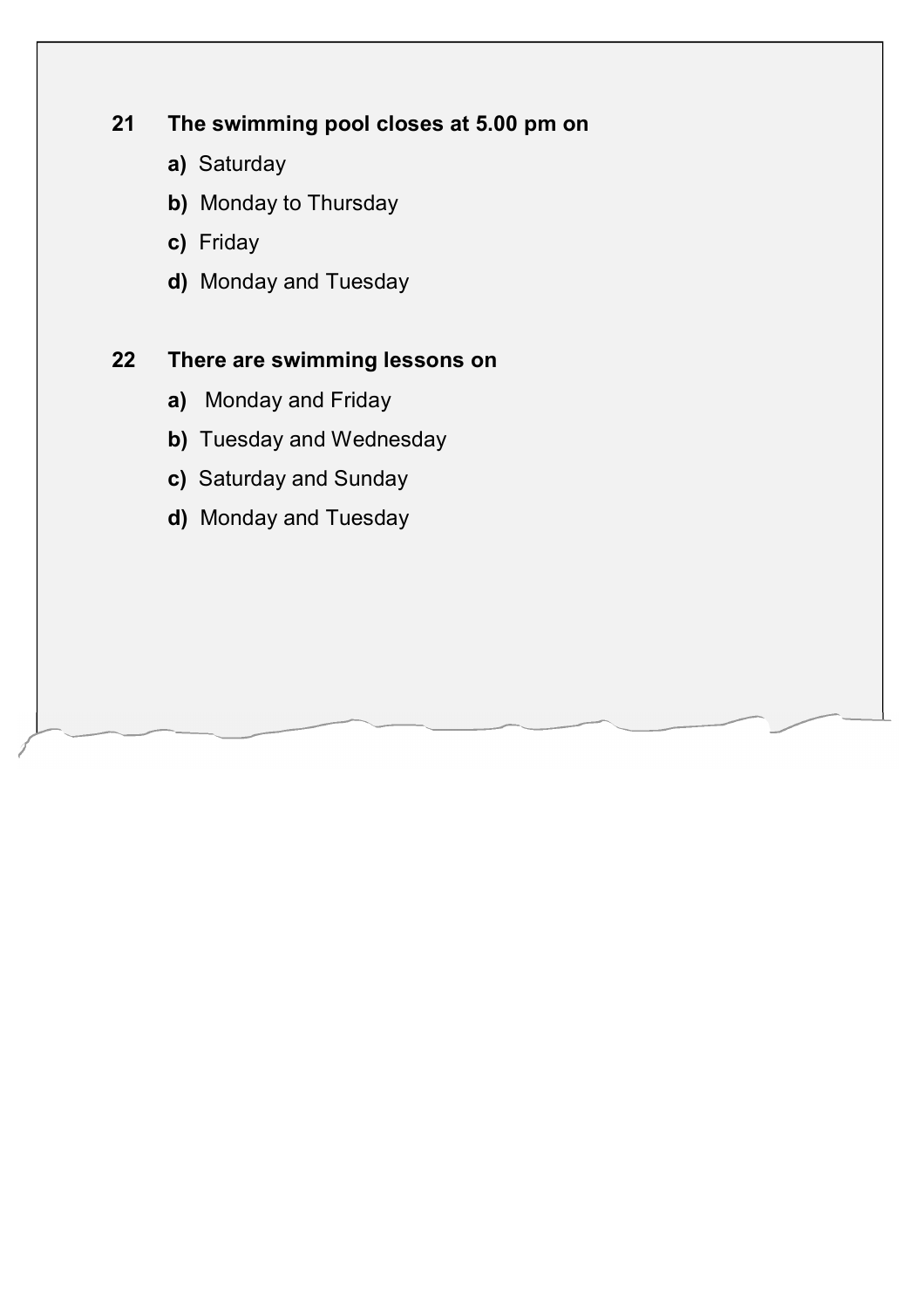**21 The swimming pool closes at 5.00 pm on**

**a)** Saturday

**b)** Monday to Thursday

**c)** Friday

**d)** Monday and Tuesday

**22 There are swimming lessons on**

**a)** Monday and Friday

**b)** Tuesday and Wednesday

**c)** Saturday and Sunday

**d)** Monday and Tuesday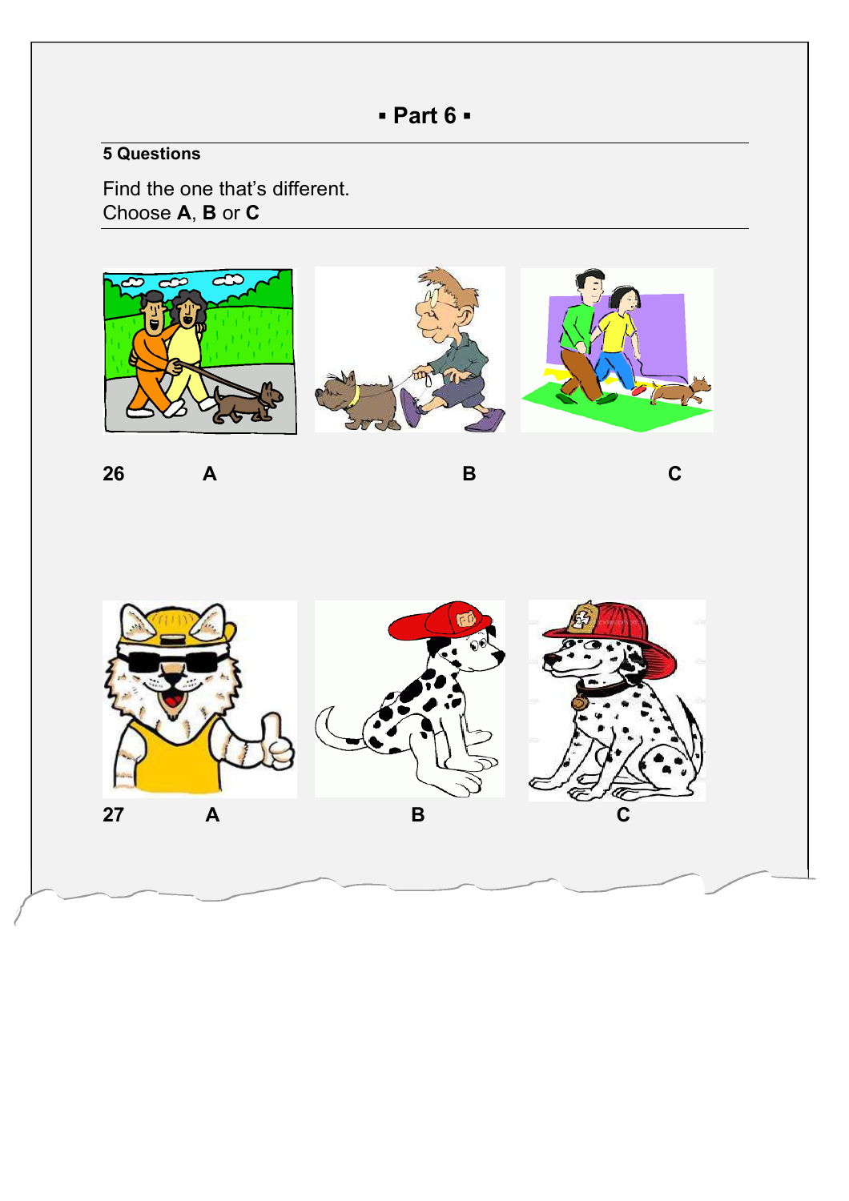# ▪ Part 6 ▪

**5 Questions**

Find the one that's different.
Choose **A**, **B** or **C**

**26** **A** **B** **C**

**27** **A** **B** **C**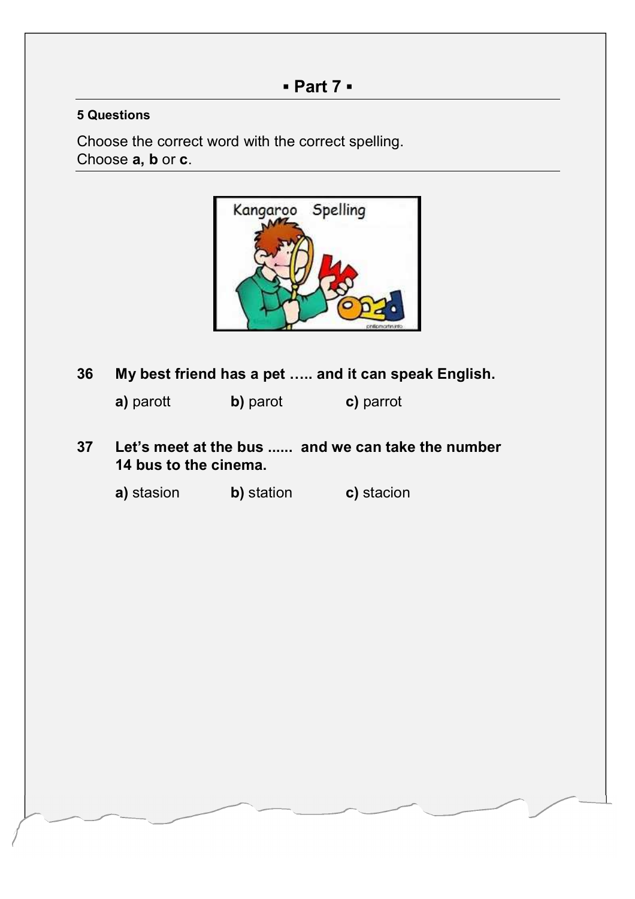## ▪ Part 7 ▪

**5 Questions**

Choose the correct word with the correct spelling.
Choose **a, b** or **c**.

**36 My best friend has a pet ….. and it can speak English.**

**a)** parott **b)** parot **c)** parrot

**37 Let's meet at the bus ...... and we can take the number 14 bus to the cinema.**

**a)** stasion **b)** station **c)** stacion